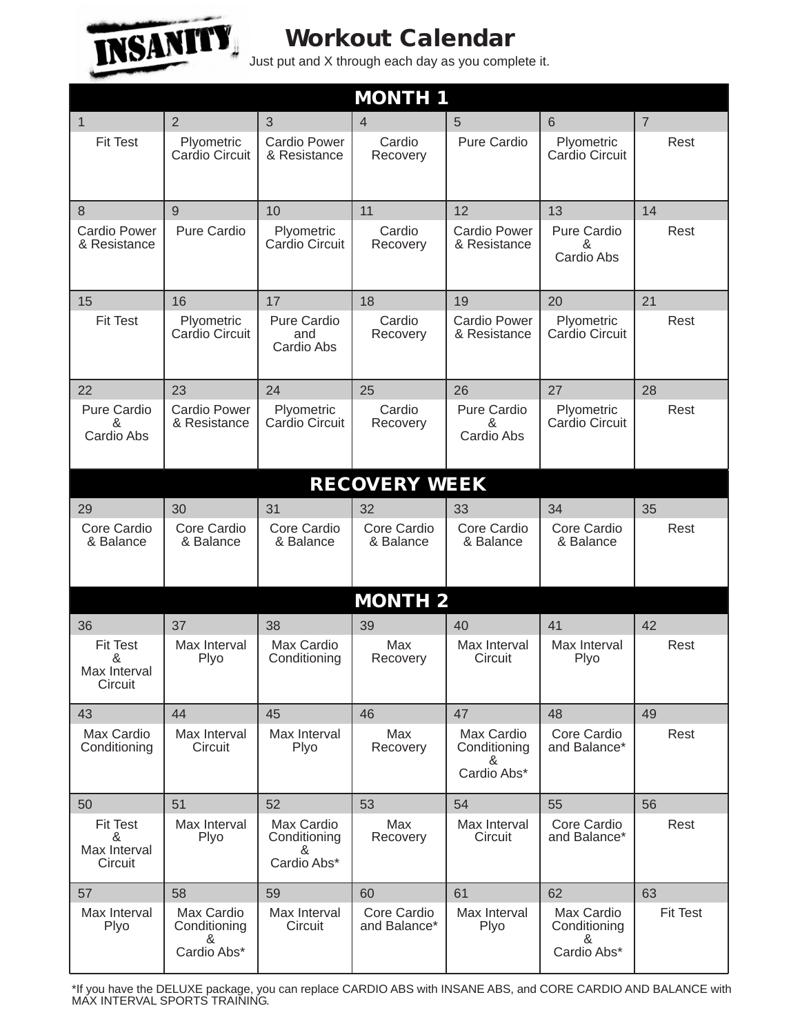# INSANITY Workout Calendar

Just put and X through each day as you complete it.

| MONTH 1 | | | | | | |
|---|---|---|---|---|---|---|
| 1 | 2 | 3 | 4 | 5 | 6 | 7 |
| Fit Test | Plyometric Cardio Circuit | Cardio Power & Resistance | Cardio Recovery | Pure Cardio | Plyometric Cardio Circuit | Rest |
| 8 | 9 | 10 | 11 | 12 | 13 | 14 |
| Cardio Power & Resistance | Pure Cardio | Plyometric Cardio Circuit | Cardio Recovery | Cardio Power & Resistance | Pure Cardio & Cardio Abs | Rest |
| 15 | 16 | 17 | 18 | 19 | 20 | 21 |
| Fit Test | Plyometric Cardio Circuit | Pure Cardio and Cardio Abs | Cardio Recovery | Cardio Power & Resistance | Plyometric Cardio Circuit | Rest |
| 22 | 23 | 24 | 25 | 26 | 27 | 28 |
| Pure Cardio & Cardio Abs | Cardio Power & Resistance | Plyometric Cardio Circuit | Cardio Recovery | Pure Cardio & Cardio Abs | Plyometric Cardio Circuit | Rest |
| **RECOVERY WEEK** | | | | | | |
| 29 | 30 | 31 | 32 | 33 | 34 | 35 |
| Core Cardio & Balance | Core Cardio & Balance | Core Cardio & Balance | Core Cardio & Balance | Core Cardio & Balance | Core Cardio & Balance | Rest |
| **MONTH 2** | | | | | | |
| 36 | 37 | 38 | 39 | 40 | 41 | 42 |
| Fit Test & Max Interval Circuit | Max Interval Plyo | Max Cardio Conditioning | Max Recovery | Max Interval Circuit | Max Interval Plyo | Rest |
| 43 | 44 | 45 | 46 | 47 | 48 | 49 |
| Max Cardio Conditioning | Max Interval Circuit | Max Interval Plyo | Max Recovery | Max Cardio Conditioning & Cardio Abs* | Core Cardio and Balance* | Rest |
| 50 | 51 | 52 | 53 | 54 | 55 | 56 |
| Fit Test & Max Interval Circuit | Max Interval Plyo | Max Cardio Conditioning & Cardio Abs* | Max Recovery | Max Interval Circuit | Core Cardio and Balance* | Rest |
| 57 | 58 | 59 | 60 | 61 | 62 | 63 |
| Max Interval Plyo | Max Cardio Conditioning & Cardio Abs* | Max Interval Circuit | Core Cardio and Balance* | Max Interval Plyo | Max Cardio Conditioning & Cardio Abs* | Fit Test |

*If you have the DELUXE package, you can replace CARDIO ABS with INSANE ABS, and CORE CARDIO AND BALANCE with MAX INTERVAL SPORTS TRAINING.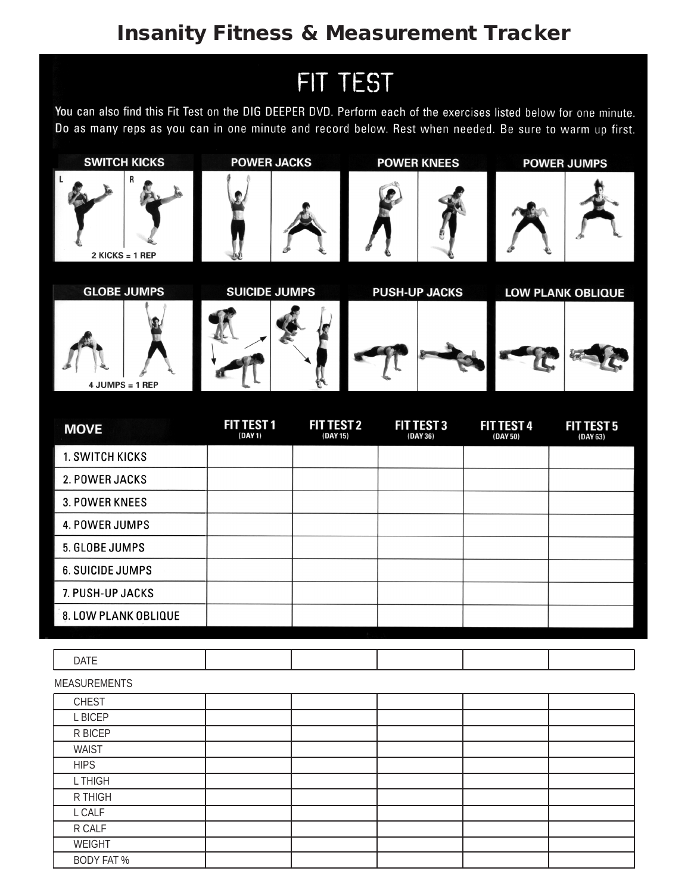# Insanity Fitness & Measurement Tracker

## FIT TEST

You can also find this Fit Test on the DIG DEEPER DVD. Perform each of the exercises listed below for one minute. Do as many reps as you can in one minute and record below. Rest when needed. Be sure to warm up first.

SWITCH KICKS

L R

2 KICKS = 1 REP

POWER JACKS

POWER KNEES

POWER JUMPS

GLOBE JUMPS

4 JUMPS = 1 REP

SUICIDE JUMPS

PUSH-UP JACKS

LOW PLANK OBLIQUE

| MOVE | FIT TEST 1 (DAY 1) | FIT TEST 2 (DAY 15) | FIT TEST 3 (DAY 36) | FIT TEST 4 (DAY 50) | FIT TEST 5 (DAY 63) |
|---|---|---|---|---|---|
| 1. SWITCH KICKS | | | | | |
| 2. POWER JACKS | | | | | |
| 3. POWER KNEES | | | | | |
| 4. POWER JUMPS | | | | | |
| 5. GLOBE JUMPS | | | | | |
| 6. SUICIDE JUMPS | | | | | |
| 7. PUSH-UP JACKS | | | | | |
| 8. LOW PLANK OBLIQUE | | | | | |

| | | | | | |
|---|---|---|---|---|---|
| DATE | | | | | |

MEASUREMENTS

| | | | | | |
|---|---|---|---|---|---|
| CHEST | | | | | |
| L BICEP | | | | | |
| R BICEP | | | | | |
| WAIST | | | | | |
| HIPS | | | | | |
| L THIGH | | | | | |
| R THIGH | | | | | |
| L CALF | | | | | |
| R CALF | | | | | |
| WEIGHT | | | | | |
| BODY FAT % | | | | | |